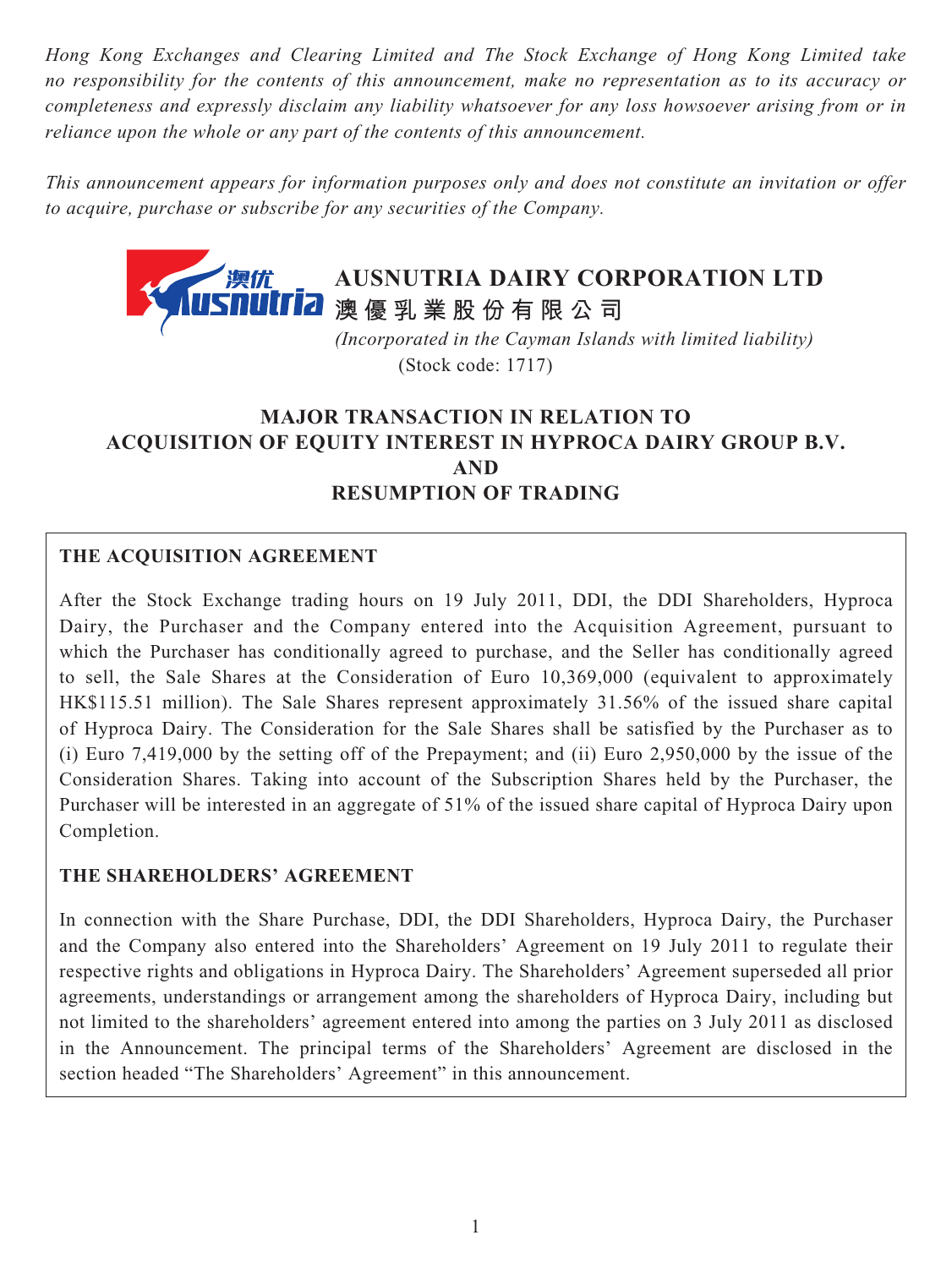*Hong Kong Exchanges and Clearing Limited and The Stock Exchange of Hong Kong Limited take no responsibility for the contents of this announcement, make no representation as to its accuracy or completeness and expressly disclaim any liability whatsoever for any loss howsoever arising from or in reliance upon the whole or any part of the contents of this announcement.*

*This announcement appears for information purposes only and does not constitute an invitation or offer to acquire, purchase or subscribe for any securities of the Company.*

# AUSNUTRIA DAIRY CORPORATION LTD
# 澳優乳業股份有限公司

*(Incorporated in the Cayman Islands with limited liability)*
(Stock code: 1717)

## MAJOR TRANSACTION IN RELATION TO ACQUISITION OF EQUITY INTEREST IN HYPROCA DAIRY GROUP B.V. AND RESUMPTION OF TRADING

**THE ACQUISITION AGREEMENT**

After the Stock Exchange trading hours on 19 July 2011, DDI, the DDI Shareholders, Hyproca Dairy, the Purchaser and the Company entered into the Acquisition Agreement, pursuant to which the Purchaser has conditionally agreed to purchase, and the Seller has conditionally agreed to sell, the Sale Shares at the Consideration of Euro 10,369,000 (equivalent to approximately HK$115.51 million). The Sale Shares represent approximately 31.56% of the issued share capital of Hyproca Dairy. The Consideration for the Sale Shares shall be satisfied by the Purchaser as to (i) Euro 7,419,000 by the setting off of the Prepayment; and (ii) Euro 2,950,000 by the issue of the Consideration Shares. Taking into account of the Subscription Shares held by the Purchaser, the Purchaser will be interested in an aggregate of 51% of the issued share capital of Hyproca Dairy upon Completion.

**THE SHAREHOLDERS' AGREEMENT**

In connection with the Share Purchase, DDI, the DDI Shareholders, Hyproca Dairy, the Purchaser and the Company also entered into the Shareholders' Agreement on 19 July 2011 to regulate their respective rights and obligations in Hyproca Dairy. The Shareholders' Agreement superseded all prior agreements, understandings or arrangement among the shareholders of Hyproca Dairy, including but not limited to the shareholders' agreement entered into among the parties on 3 July 2011 as disclosed in the Announcement. The principal terms of the Shareholders' Agreement are disclosed in the section headed "The Shareholders' Agreement" in this announcement.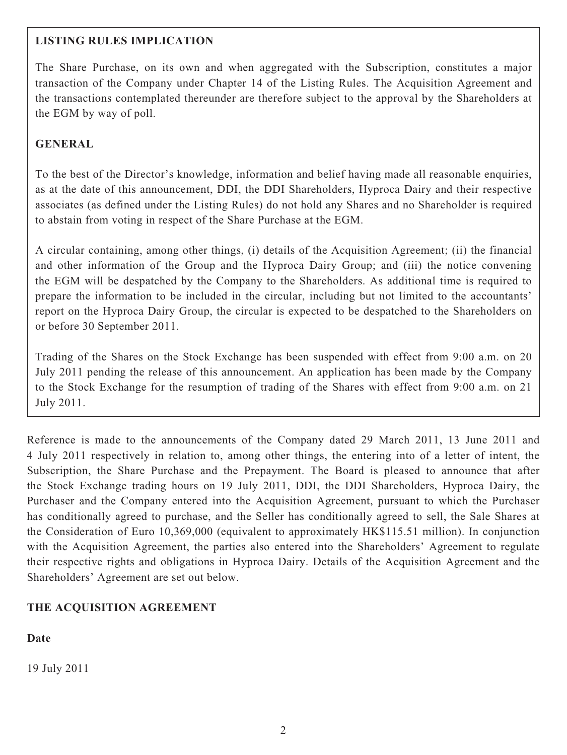**LISTING RULES IMPLICATION**

The Share Purchase, on its own and when aggregated with the Subscription, constitutes a major transaction of the Company under Chapter 14 of the Listing Rules. The Acquisition Agreement and the transactions contemplated thereunder are therefore subject to the approval by the Shareholders at the EGM by way of poll.

**GENERAL**

To the best of the Director's knowledge, information and belief having made all reasonable enquiries, as at the date of this announcement, DDI, the DDI Shareholders, Hyproca Dairy and their respective associates (as defined under the Listing Rules) do not hold any Shares and no Shareholder is required to abstain from voting in respect of the Share Purchase at the EGM.

A circular containing, among other things, (i) details of the Acquisition Agreement; (ii) the financial and other information of the Group and the Hyproca Dairy Group; and (iii) the notice convening the EGM will be despatched by the Company to the Shareholders. As additional time is required to prepare the information to be included in the circular, including but not limited to the accountants' report on the Hyproca Dairy Group, the circular is expected to be despatched to the Shareholders on or before 30 September 2011.

Trading of the Shares on the Stock Exchange has been suspended with effect from 9:00 a.m. on 20 July 2011 pending the release of this announcement. An application has been made by the Company to the Stock Exchange for the resumption of trading of the Shares with effect from 9:00 a.m. on 21 July 2011.

Reference is made to the announcements of the Company dated 29 March 2011, 13 June 2011 and 4 July 2011 respectively in relation to, among other things, the entering into of a letter of intent, the Subscription, the Share Purchase and the Prepayment. The Board is pleased to announce that after the Stock Exchange trading hours on 19 July 2011, DDI, the DDI Shareholders, Hyproca Dairy, the Purchaser and the Company entered into the Acquisition Agreement, pursuant to which the Purchaser has conditionally agreed to purchase, and the Seller has conditionally agreed to sell, the Sale Shares at the Consideration of Euro 10,369,000 (equivalent to approximately HK$115.51 million). In conjunction with the Acquisition Agreement, the parties also entered into the Shareholders' Agreement to regulate their respective rights and obligations in Hyproca Dairy. Details of the Acquisition Agreement and the Shareholders' Agreement are set out below.

## THE ACQUISITION AGREEMENT

**Date**

19 July 2011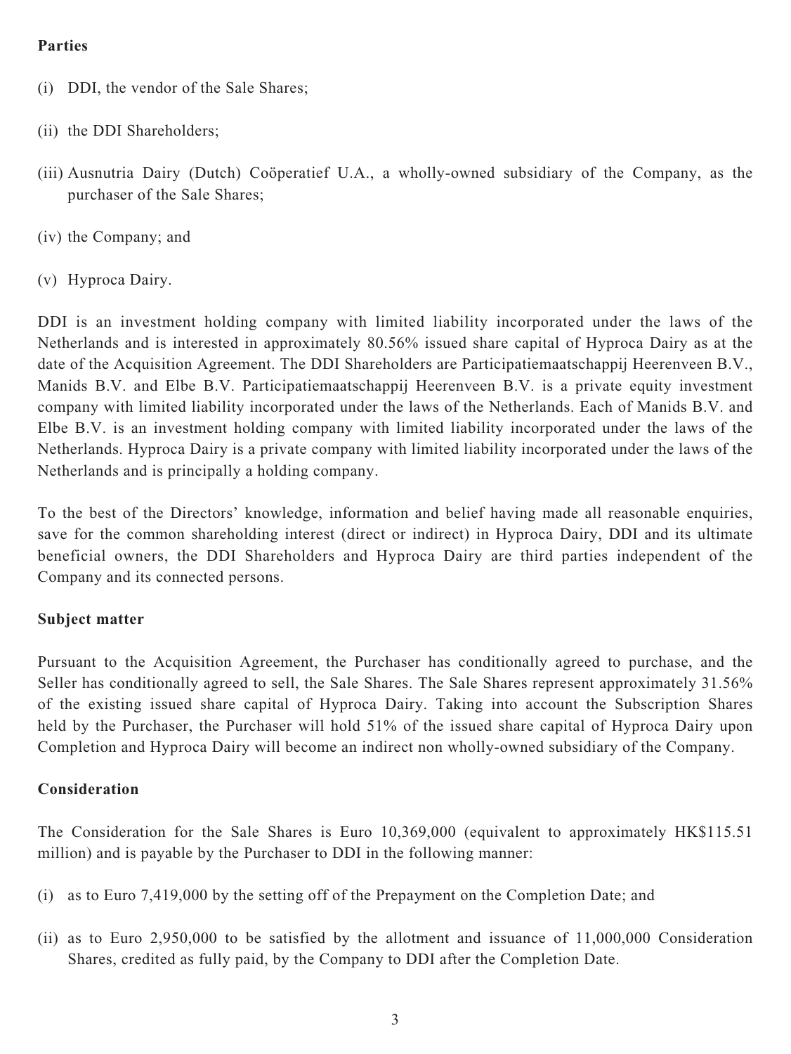**Parties**

(i) DDI, the vendor of the Sale Shares;

(ii) the DDI Shareholders;

(iii) Ausnutria Dairy (Dutch) Coöperatief U.A., a wholly-owned subsidiary of the Company, as the purchaser of the Sale Shares;

(iv) the Company; and

(v) Hyproca Dairy.

DDI is an investment holding company with limited liability incorporated under the laws of the Netherlands and is interested in approximately 80.56% issued share capital of Hyproca Dairy as at the date of the Acquisition Agreement. The DDI Shareholders are Participatiemaatschappij Heerenveen B.V., Manids B.V. and Elbe B.V. Participatiemaatschappij Heerenveen B.V. is a private equity investment company with limited liability incorporated under the laws of the Netherlands. Each of Manids B.V. and Elbe B.V. is an investment holding company with limited liability incorporated under the laws of the Netherlands. Hyproca Dairy is a private company with limited liability incorporated under the laws of the Netherlands and is principally a holding company.

To the best of the Directors' knowledge, information and belief having made all reasonable enquiries, save for the common shareholding interest (direct or indirect) in Hyproca Dairy, DDI and its ultimate beneficial owners, the DDI Shareholders and Hyproca Dairy are third parties independent of the Company and its connected persons.

**Subject matter**

Pursuant to the Acquisition Agreement, the Purchaser has conditionally agreed to purchase, and the Seller has conditionally agreed to sell, the Sale Shares. The Sale Shares represent approximately 31.56% of the existing issued share capital of Hyproca Dairy. Taking into account the Subscription Shares held by the Purchaser, the Purchaser will hold 51% of the issued share capital of Hyproca Dairy upon Completion and Hyproca Dairy will become an indirect non wholly-owned subsidiary of the Company.

**Consideration**

The Consideration for the Sale Shares is Euro 10,369,000 (equivalent to approximately HK$115.51 million) and is payable by the Purchaser to DDI in the following manner:

(i) as to Euro 7,419,000 by the setting off of the Prepayment on the Completion Date; and

(ii) as to Euro 2,950,000 to be satisfied by the allotment and issuance of 11,000,000 Consideration Shares, credited as fully paid, by the Company to DDI after the Completion Date.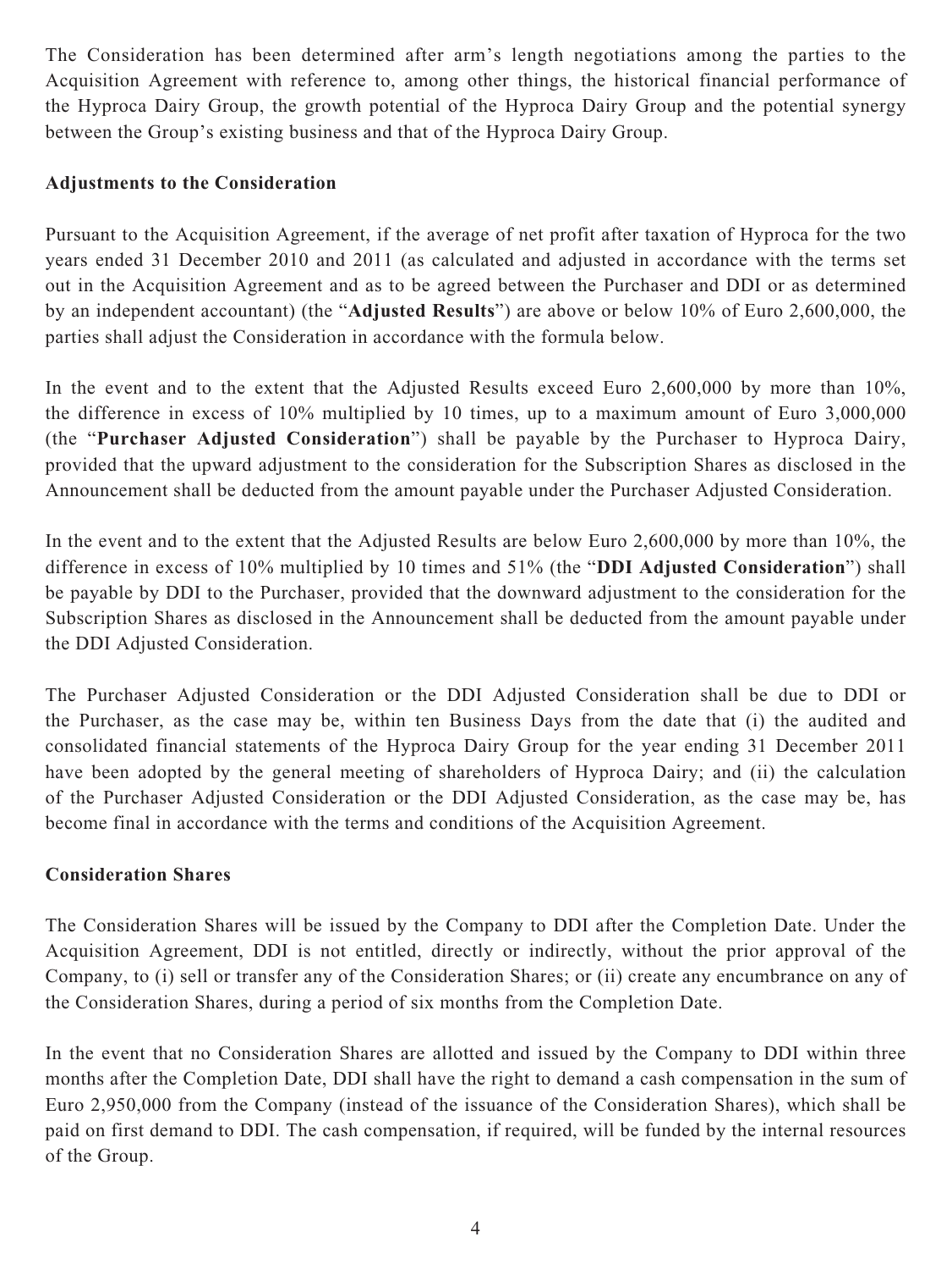The Consideration has been determined after arm's length negotiations among the parties to the Acquisition Agreement with reference to, among other things, the historical financial performance of the Hyproca Dairy Group, the growth potential of the Hyproca Dairy Group and the potential synergy between the Group's existing business and that of the Hyproca Dairy Group.

**Adjustments to the Consideration**

Pursuant to the Acquisition Agreement, if the average of net profit after taxation of Hyproca for the two years ended 31 December 2010 and 2011 (as calculated and adjusted in accordance with the terms set out in the Acquisition Agreement and as to be agreed between the Purchaser and DDI or as determined by an independent accountant) (the "**Adjusted Results**") are above or below 10% of Euro 2,600,000, the parties shall adjust the Consideration in accordance with the formula below.

In the event and to the extent that the Adjusted Results exceed Euro 2,600,000 by more than 10%, the difference in excess of 10% multiplied by 10 times, up to a maximum amount of Euro 3,000,000 (the "**Purchaser Adjusted Consideration**") shall be payable by the Purchaser to Hyproca Dairy, provided that the upward adjustment to the consideration for the Subscription Shares as disclosed in the Announcement shall be deducted from the amount payable under the Purchaser Adjusted Consideration.

In the event and to the extent that the Adjusted Results are below Euro 2,600,000 by more than 10%, the difference in excess of 10% multiplied by 10 times and 51% (the "**DDI Adjusted Consideration**") shall be payable by DDI to the Purchaser, provided that the downward adjustment to the consideration for the Subscription Shares as disclosed in the Announcement shall be deducted from the amount payable under the DDI Adjusted Consideration.

The Purchaser Adjusted Consideration or the DDI Adjusted Consideration shall be due to DDI or the Purchaser, as the case may be, within ten Business Days from the date that (i) the audited and consolidated financial statements of the Hyproca Dairy Group for the year ending 31 December 2011 have been adopted by the general meeting of shareholders of Hyproca Dairy; and (ii) the calculation of the Purchaser Adjusted Consideration or the DDI Adjusted Consideration, as the case may be, has become final in accordance with the terms and conditions of the Acquisition Agreement.

**Consideration Shares**

The Consideration Shares will be issued by the Company to DDI after the Completion Date. Under the Acquisition Agreement, DDI is not entitled, directly or indirectly, without the prior approval of the Company, to (i) sell or transfer any of the Consideration Shares; or (ii) create any encumbrance on any of the Consideration Shares, during a period of six months from the Completion Date.

In the event that no Consideration Shares are allotted and issued by the Company to DDI within three months after the Completion Date, DDI shall have the right to demand a cash compensation in the sum of Euro 2,950,000 from the Company (instead of the issuance of the Consideration Shares), which shall be paid on first demand to DDI. The cash compensation, if required, will be funded by the internal resources of the Group.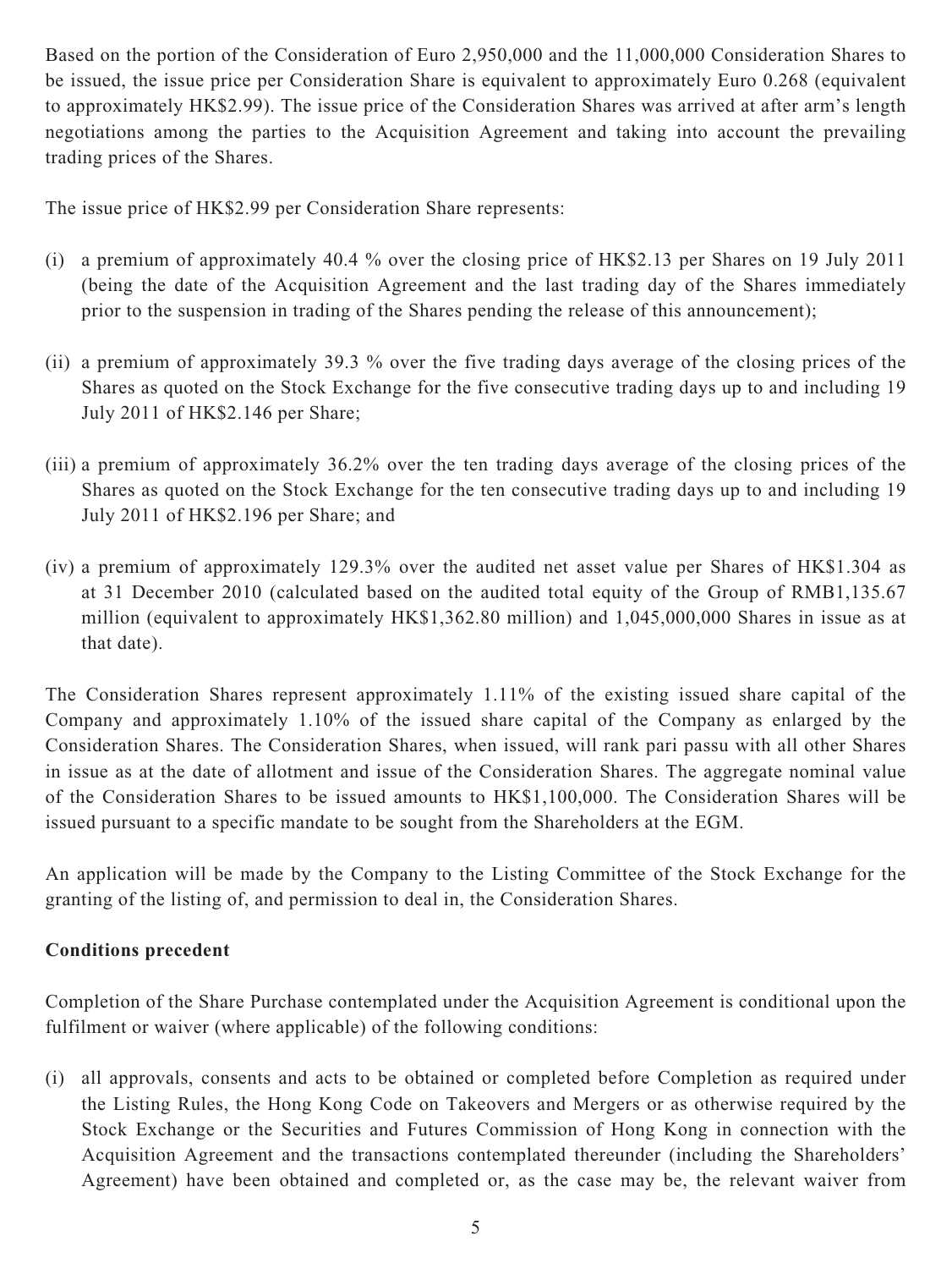Based on the portion of the Consideration of Euro 2,950,000 and the 11,000,000 Consideration Shares to be issued, the issue price per Consideration Share is equivalent to approximately Euro 0.268 (equivalent to approximately HK$2.99). The issue price of the Consideration Shares was arrived at after arm's length negotiations among the parties to the Acquisition Agreement and taking into account the prevailing trading prices of the Shares.

The issue price of HK$2.99 per Consideration Share represents:

(i) a premium of approximately 40.4 % over the closing price of HK$2.13 per Shares on 19 July 2011 (being the date of the Acquisition Agreement and the last trading day of the Shares immediately prior to the suspension in trading of the Shares pending the release of this announcement);

(ii) a premium of approximately 39.3 % over the five trading days average of the closing prices of the Shares as quoted on the Stock Exchange for the five consecutive trading days up to and including 19 July 2011 of HK$2.146 per Share;

(iii) a premium of approximately 36.2% over the ten trading days average of the closing prices of the Shares as quoted on the Stock Exchange for the ten consecutive trading days up to and including 19 July 2011 of HK$2.196 per Share; and

(iv) a premium of approximately 129.3% over the audited net asset value per Shares of HK$1.304 as at 31 December 2010 (calculated based on the audited total equity of the Group of RMB1,135.67 million (equivalent to approximately HK$1,362.80 million) and 1,045,000,000 Shares in issue as at that date).

The Consideration Shares represent approximately 1.11% of the existing issued share capital of the Company and approximately 1.10% of the issued share capital of the Company as enlarged by the Consideration Shares. The Consideration Shares, when issued, will rank pari passu with all other Shares in issue as at the date of allotment and issue of the Consideration Shares. The aggregate nominal value of the Consideration Shares to be issued amounts to HK$1,100,000. The Consideration Shares will be issued pursuant to a specific mandate to be sought from the Shareholders at the EGM.

An application will be made by the Company to the Listing Committee of the Stock Exchange for the granting of the listing of, and permission to deal in, the Consideration Shares.

**Conditions precedent**

Completion of the Share Purchase contemplated under the Acquisition Agreement is conditional upon the fulfilment or waiver (where applicable) of the following conditions:

(i) all approvals, consents and acts to be obtained or completed before Completion as required under the Listing Rules, the Hong Kong Code on Takeovers and Mergers or as otherwise required by the Stock Exchange or the Securities and Futures Commission of Hong Kong in connection with the Acquisition Agreement and the transactions contemplated thereunder (including the Shareholders' Agreement) have been obtained and completed or, as the case may be, the relevant waiver from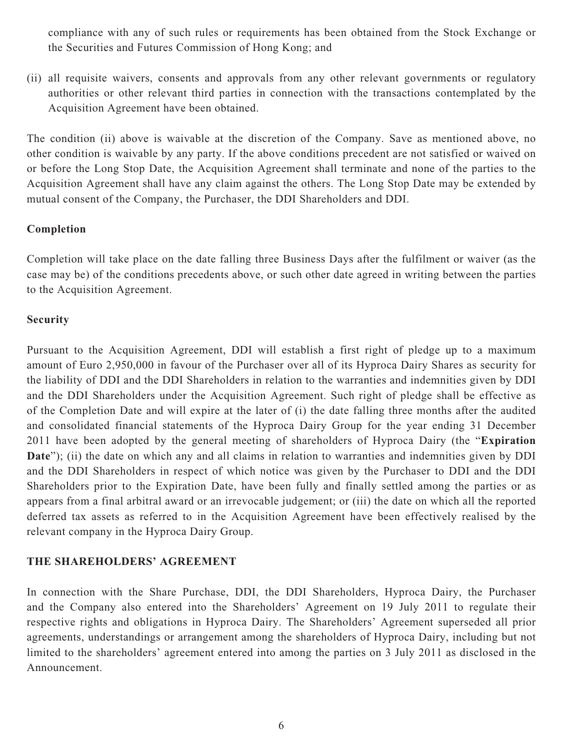compliance with any of such rules or requirements has been obtained from the Stock Exchange or the Securities and Futures Commission of Hong Kong; and

(ii) all requisite waivers, consents and approvals from any other relevant governments or regulatory authorities or other relevant third parties in connection with the transactions contemplated by the Acquisition Agreement have been obtained.

The condition (ii) above is waivable at the discretion of the Company. Save as mentioned above, no other condition is waivable by any party. If the above conditions precedent are not satisfied or waived on or before the Long Stop Date, the Acquisition Agreement shall terminate and none of the parties to the Acquisition Agreement shall have any claim against the others. The Long Stop Date may be extended by mutual consent of the Company, the Purchaser, the DDI Shareholders and DDI.

**Completion**

Completion will take place on the date falling three Business Days after the fulfilment or waiver (as the case may be) of the conditions precedents above, or such other date agreed in writing between the parties to the Acquisition Agreement.

**Security**

Pursuant to the Acquisition Agreement, DDI will establish a first right of pledge up to a maximum amount of Euro 2,950,000 in favour of the Purchaser over all of its Hyproca Dairy Shares as security for the liability of DDI and the DDI Shareholders in relation to the warranties and indemnities given by DDI and the DDI Shareholders under the Acquisition Agreement. Such right of pledge shall be effective as of the Completion Date and will expire at the later of (i) the date falling three months after the audited and consolidated financial statements of the Hyproca Dairy Group for the year ending 31 December 2011 have been adopted by the general meeting of shareholders of Hyproca Dairy (the "**Expiration Date**"); (ii) the date on which any and all claims in relation to warranties and indemnities given by DDI and the DDI Shareholders in respect of which notice was given by the Purchaser to DDI and the DDI Shareholders prior to the Expiration Date, have been fully and finally settled among the parties or as appears from a final arbitral award or an irrevocable judgement; or (iii) the date on which all the reported deferred tax assets as referred to in the Acquisition Agreement have been effectively realised by the relevant company in the Hyproca Dairy Group.

**THE SHAREHOLDERS' AGREEMENT**

In connection with the Share Purchase, DDI, the DDI Shareholders, Hyproca Dairy, the Purchaser and the Company also entered into the Shareholders' Agreement on 19 July 2011 to regulate their respective rights and obligations in Hyproca Dairy. The Shareholders' Agreement superseded all prior agreements, understandings or arrangement among the shareholders of Hyproca Dairy, including but not limited to the shareholders' agreement entered into among the parties on 3 July 2011 as disclosed in the Announcement.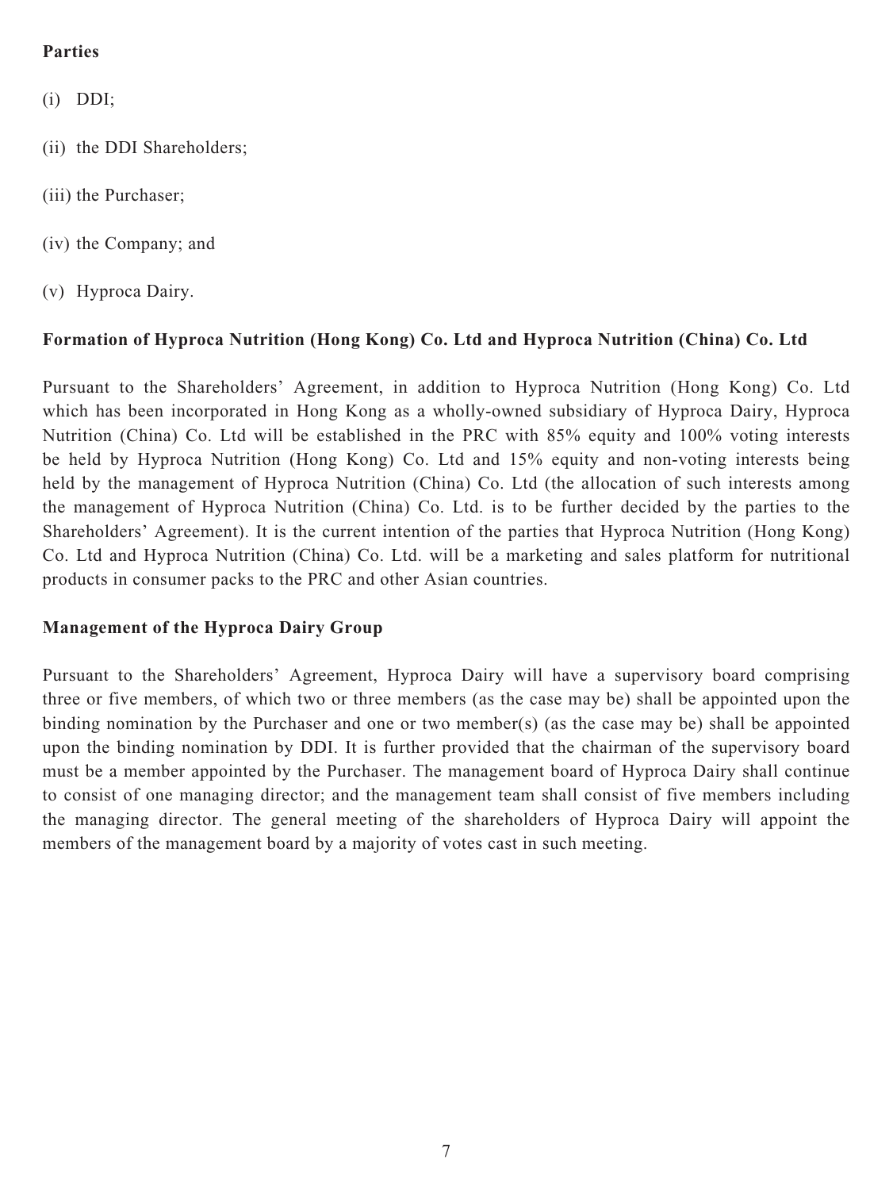**Parties**

(i) DDI;

(ii) the DDI Shareholders;

(iii) the Purchaser;

(iv) the Company; and

(v) Hyproca Dairy.

**Formation of Hyproca Nutrition (Hong Kong) Co. Ltd and Hyproca Nutrition (China) Co. Ltd**

Pursuant to the Shareholders' Agreement, in addition to Hyproca Nutrition (Hong Kong) Co. Ltd which has been incorporated in Hong Kong as a wholly-owned subsidiary of Hyproca Dairy, Hyproca Nutrition (China) Co. Ltd will be established in the PRC with 85% equity and 100% voting interests be held by Hyproca Nutrition (Hong Kong) Co. Ltd and 15% equity and non-voting interests being held by the management of Hyproca Nutrition (China) Co. Ltd (the allocation of such interests among the management of Hyproca Nutrition (China) Co. Ltd. is to be further decided by the parties to the Shareholders' Agreement). It is the current intention of the parties that Hyproca Nutrition (Hong Kong) Co. Ltd and Hyproca Nutrition (China) Co. Ltd. will be a marketing and sales platform for nutritional products in consumer packs to the PRC and other Asian countries.

**Management of the Hyproca Dairy Group**

Pursuant to the Shareholders' Agreement, Hyproca Dairy will have a supervisory board comprising three or five members, of which two or three members (as the case may be) shall be appointed upon the binding nomination by the Purchaser and one or two member(s) (as the case may be) shall be appointed upon the binding nomination by DDI. It is further provided that the chairman of the supervisory board must be a member appointed by the Purchaser. The management board of Hyproca Dairy shall continue to consist of one managing director; and the management team shall consist of five members including the managing director. The general meeting of the shareholders of Hyproca Dairy will appoint the members of the management board by a majority of votes cast in such meeting.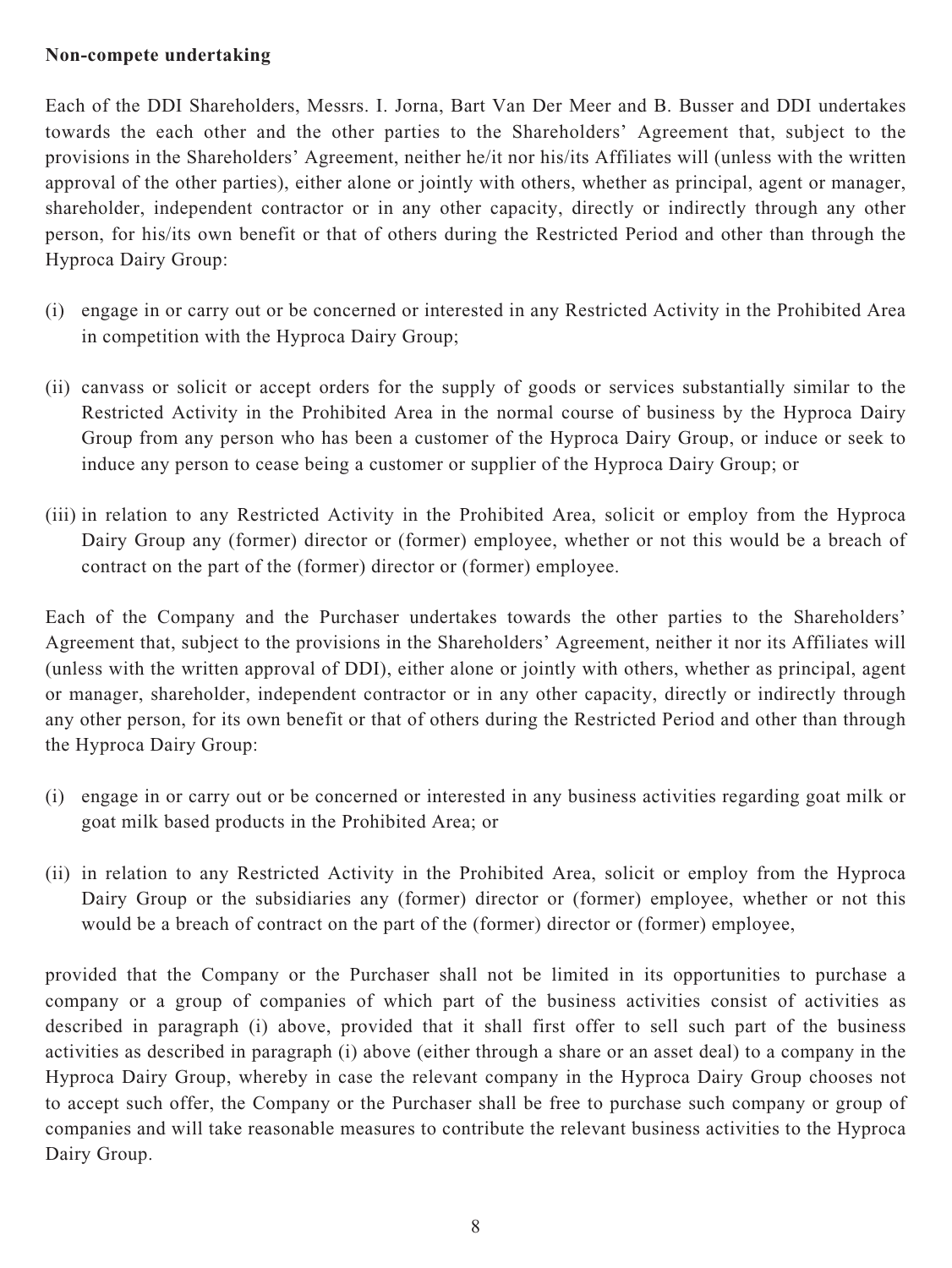**Non-compete undertaking**

Each of the DDI Shareholders, Messrs. I. Jorna, Bart Van Der Meer and B. Busser and DDI undertakes towards the each other and the other parties to the Shareholders' Agreement that, subject to the provisions in the Shareholders' Agreement, neither he/it nor his/its Affiliates will (unless with the written approval of the other parties), either alone or jointly with others, whether as principal, agent or manager, shareholder, independent contractor or in any other capacity, directly or indirectly through any other person, for his/its own benefit or that of others during the Restricted Period and other than through the Hyproca Dairy Group:

(i) engage in or carry out or be concerned or interested in any Restricted Activity in the Prohibited Area in competition with the Hyproca Dairy Group;

(ii) canvass or solicit or accept orders for the supply of goods or services substantially similar to the Restricted Activity in the Prohibited Area in the normal course of business by the Hyproca Dairy Group from any person who has been a customer of the Hyproca Dairy Group, or induce or seek to induce any person to cease being a customer or supplier of the Hyproca Dairy Group; or

(iii) in relation to any Restricted Activity in the Prohibited Area, solicit or employ from the Hyproca Dairy Group any (former) director or (former) employee, whether or not this would be a breach of contract on the part of the (former) director or (former) employee.

Each of the Company and the Purchaser undertakes towards the other parties to the Shareholders' Agreement that, subject to the provisions in the Shareholders' Agreement, neither it nor its Affiliates will (unless with the written approval of DDI), either alone or jointly with others, whether as principal, agent or manager, shareholder, independent contractor or in any other capacity, directly or indirectly through any other person, for its own benefit or that of others during the Restricted Period and other than through the Hyproca Dairy Group:

(i) engage in or carry out or be concerned or interested in any business activities regarding goat milk or goat milk based products in the Prohibited Area; or

(ii) in relation to any Restricted Activity in the Prohibited Area, solicit or employ from the Hyproca Dairy Group or the subsidiaries any (former) director or (former) employee, whether or not this would be a breach of contract on the part of the (former) director or (former) employee,

provided that the Company or the Purchaser shall not be limited in its opportunities to purchase a company or a group of companies of which part of the business activities consist of activities as described in paragraph (i) above, provided that it shall first offer to sell such part of the business activities as described in paragraph (i) above (either through a share or an asset deal) to a company in the Hyproca Dairy Group, whereby in case the relevant company in the Hyproca Dairy Group chooses not to accept such offer, the Company or the Purchaser shall be free to purchase such company or group of companies and will take reasonable measures to contribute the relevant business activities to the Hyproca Dairy Group.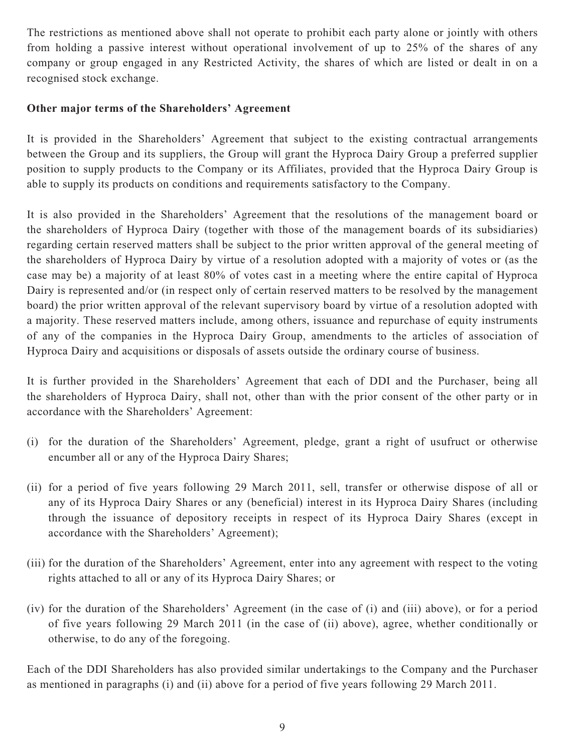The restrictions as mentioned above shall not operate to prohibit each party alone or jointly with others from holding a passive interest without operational involvement of up to 25% of the shares of any company or group engaged in any Restricted Activity, the shares of which are listed or dealt in on a recognised stock exchange.

**Other major terms of the Shareholders' Agreement**

It is provided in the Shareholders' Agreement that subject to the existing contractual arrangements between the Group and its suppliers, the Group will grant the Hyproca Dairy Group a preferred supplier position to supply products to the Company or its Affiliates, provided that the Hyproca Dairy Group is able to supply its products on conditions and requirements satisfactory to the Company.

It is also provided in the Shareholders' Agreement that the resolutions of the management board or the shareholders of Hyproca Dairy (together with those of the management boards of its subsidiaries) regarding certain reserved matters shall be subject to the prior written approval of the general meeting of the shareholders of Hyproca Dairy by virtue of a resolution adopted with a majority of votes or (as the case may be) a majority of at least 80% of votes cast in a meeting where the entire capital of Hyproca Dairy is represented and/or (in respect only of certain reserved matters to be resolved by the management board) the prior written approval of the relevant supervisory board by virtue of a resolution adopted with a majority. These reserved matters include, among others, issuance and repurchase of equity instruments of any of the companies in the Hyproca Dairy Group, amendments to the articles of association of Hyproca Dairy and acquisitions or disposals of assets outside the ordinary course of business.

It is further provided in the Shareholders' Agreement that each of DDI and the Purchaser, being all the shareholders of Hyproca Dairy, shall not, other than with the prior consent of the other party or in accordance with the Shareholders' Agreement:

(i) for the duration of the Shareholders' Agreement, pledge, grant a right of usufruct or otherwise encumber all or any of the Hyproca Dairy Shares;

(ii) for a period of five years following 29 March 2011, sell, transfer or otherwise dispose of all or any of its Hyproca Dairy Shares or any (beneficial) interest in its Hyproca Dairy Shares (including through the issuance of depository receipts in respect of its Hyproca Dairy Shares (except in accordance with the Shareholders' Agreement);

(iii) for the duration of the Shareholders' Agreement, enter into any agreement with respect to the voting rights attached to all or any of its Hyproca Dairy Shares; or

(iv) for the duration of the Shareholders' Agreement (in the case of (i) and (iii) above), or for a period of five years following 29 March 2011 (in the case of (ii) above), agree, whether conditionally or otherwise, to do any of the foregoing.

Each of the DDI Shareholders has also provided similar undertakings to the Company and the Purchaser as mentioned in paragraphs (i) and (ii) above for a period of five years following 29 March 2011.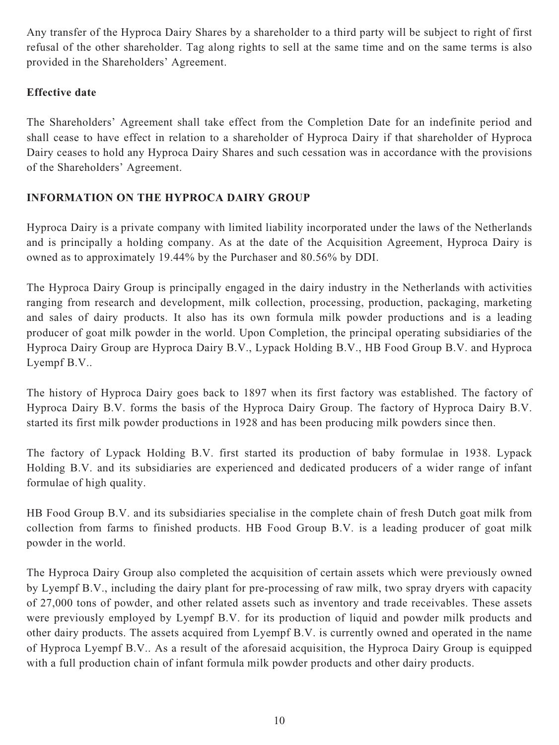Any transfer of the Hyproca Dairy Shares by a shareholder to a third party will be subject to right of first refusal of the other shareholder. Tag along rights to sell at the same time and on the same terms is also provided in the Shareholders' Agreement.

**Effective date**

The Shareholders' Agreement shall take effect from the Completion Date for an indefinite period and shall cease to have effect in relation to a shareholder of Hyproca Dairy if that shareholder of Hyproca Dairy ceases to hold any Hyproca Dairy Shares and such cessation was in accordance with the provisions of the Shareholders' Agreement.

## INFORMATION ON THE HYPROCA DAIRY GROUP

Hyproca Dairy is a private company with limited liability incorporated under the laws of the Netherlands and is principally a holding company. As at the date of the Acquisition Agreement, Hyproca Dairy is owned as to approximately 19.44% by the Purchaser and 80.56% by DDI.

The Hyproca Dairy Group is principally engaged in the dairy industry in the Netherlands with activities ranging from research and development, milk collection, processing, production, packaging, marketing and sales of dairy products. It also has its own formula milk powder productions and is a leading producer of goat milk powder in the world. Upon Completion, the principal operating subsidiaries of the Hyproca Dairy Group are Hyproca Dairy B.V., Lypack Holding B.V., HB Food Group B.V. and Hyproca Lyempf B.V..

The history of Hyproca Dairy goes back to 1897 when its first factory was established. The factory of Hyproca Dairy B.V. forms the basis of the Hyproca Dairy Group. The factory of Hyproca Dairy B.V. started its first milk powder productions in 1928 and has been producing milk powders since then.

The factory of Lypack Holding B.V. first started its production of baby formulae in 1938. Lypack Holding B.V. and its subsidiaries are experienced and dedicated producers of a wider range of infant formulae of high quality.

HB Food Group B.V. and its subsidiaries specialise in the complete chain of fresh Dutch goat milk from collection from farms to finished products. HB Food Group B.V. is a leading producer of goat milk powder in the world.

The Hyproca Dairy Group also completed the acquisition of certain assets which were previously owned by Lyempf B.V., including the dairy plant for pre-processing of raw milk, two spray dryers with capacity of 27,000 tons of powder, and other related assets such as inventory and trade receivables. These assets were previously employed by Lyempf B.V. for its production of liquid and powder milk products and other dairy products. The assets acquired from Lyempf B.V. is currently owned and operated in the name of Hyproca Lyempf B.V.. As a result of the aforesaid acquisition, the Hyproca Dairy Group is equipped with a full production chain of infant formula milk powder products and other dairy products.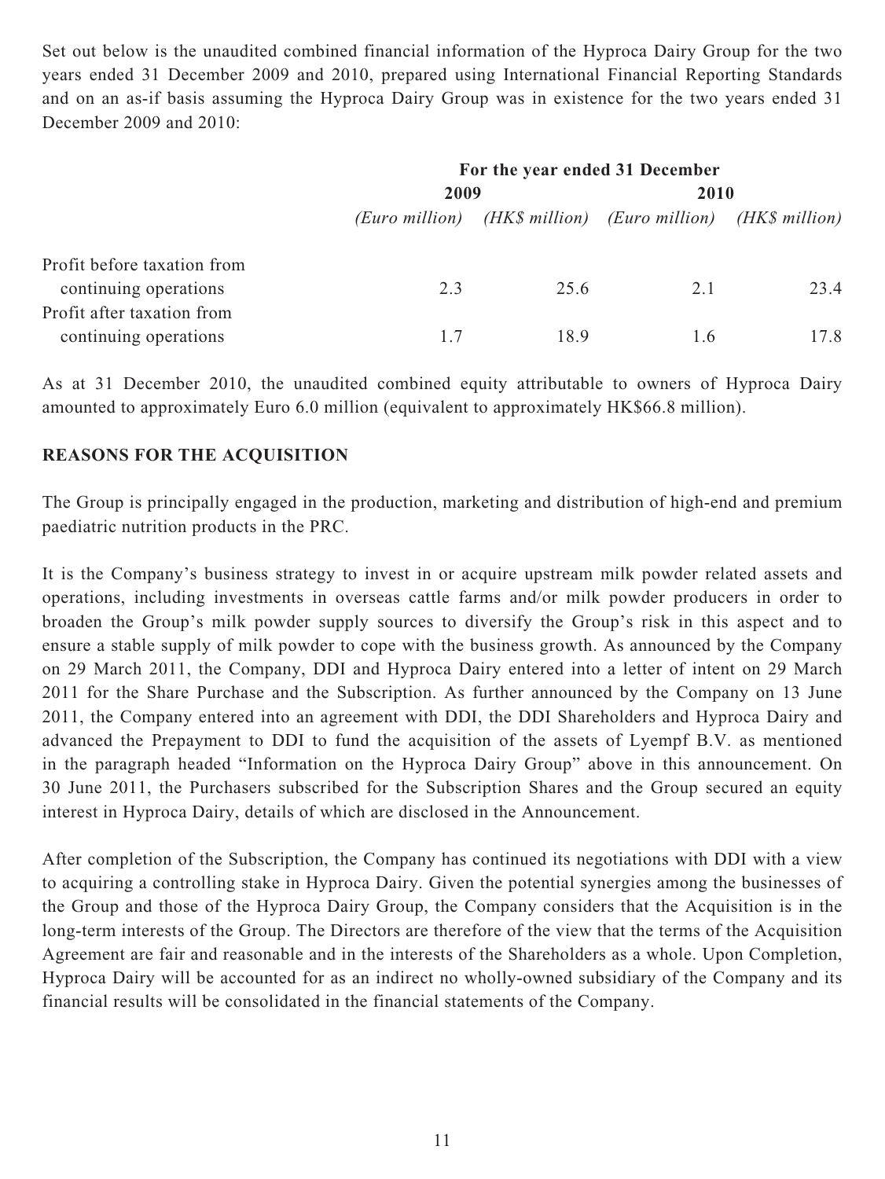Set out below is the unaudited combined financial information of the Hyproca Dairy Group for the two years ended 31 December 2009 and 2010, prepared using International Financial Reporting Standards and on an as-if basis assuming the Hyproca Dairy Group was in existence for the two years ended 31 December 2009 and 2010:

| | For the year ended 31 December | | | |
|---|---|---|---|---|
| | 2009 | | 2010 | |
| | *(Euro million)* | *(HK$ million)* | *(Euro million)* | *(HK$ million)* |
| Profit before taxation from continuing operations | 2.3 | 25.6 | 2.1 | 23.4 |
| Profit after taxation from continuing operations | 1.7 | 18.9 | 1.6 | 17.8 |

As at 31 December 2010, the unaudited combined equity attributable to owners of Hyproca Dairy amounted to approximately Euro 6.0 million (equivalent to approximately HK$66.8 million).

## REASONS FOR THE ACQUISITION

The Group is principally engaged in the production, marketing and distribution of high-end and premium paediatric nutrition products in the PRC.

It is the Company's business strategy to invest in or acquire upstream milk powder related assets and operations, including investments in overseas cattle farms and/or milk powder producers in order to broaden the Group's milk powder supply sources to diversify the Group's risk in this aspect and to ensure a stable supply of milk powder to cope with the business growth. As announced by the Company on 29 March 2011, the Company, DDI and Hyproca Dairy entered into a letter of intent on 29 March 2011 for the Share Purchase and the Subscription. As further announced by the Company on 13 June 2011, the Company entered into an agreement with DDI, the DDI Shareholders and Hyproca Dairy and advanced the Prepayment to DDI to fund the acquisition of the assets of Lyempf B.V. as mentioned in the paragraph headed "Information on the Hyproca Dairy Group" above in this announcement. On 30 June 2011, the Purchasers subscribed for the Subscription Shares and the Group secured an equity interest in Hyproca Dairy, details of which are disclosed in the Announcement.

After completion of the Subscription, the Company has continued its negotiations with DDI with a view to acquiring a controlling stake in Hyproca Dairy. Given the potential synergies among the businesses of the Group and those of the Hyproca Dairy Group, the Company considers that the Acquisition is in the long-term interests of the Group. The Directors are therefore of the view that the terms of the Acquisition Agreement are fair and reasonable and in the interests of the Shareholders as a whole. Upon Completion, Hyproca Dairy will be accounted for as an indirect no wholly-owned subsidiary of the Company and its financial results will be consolidated in the financial statements of the Company.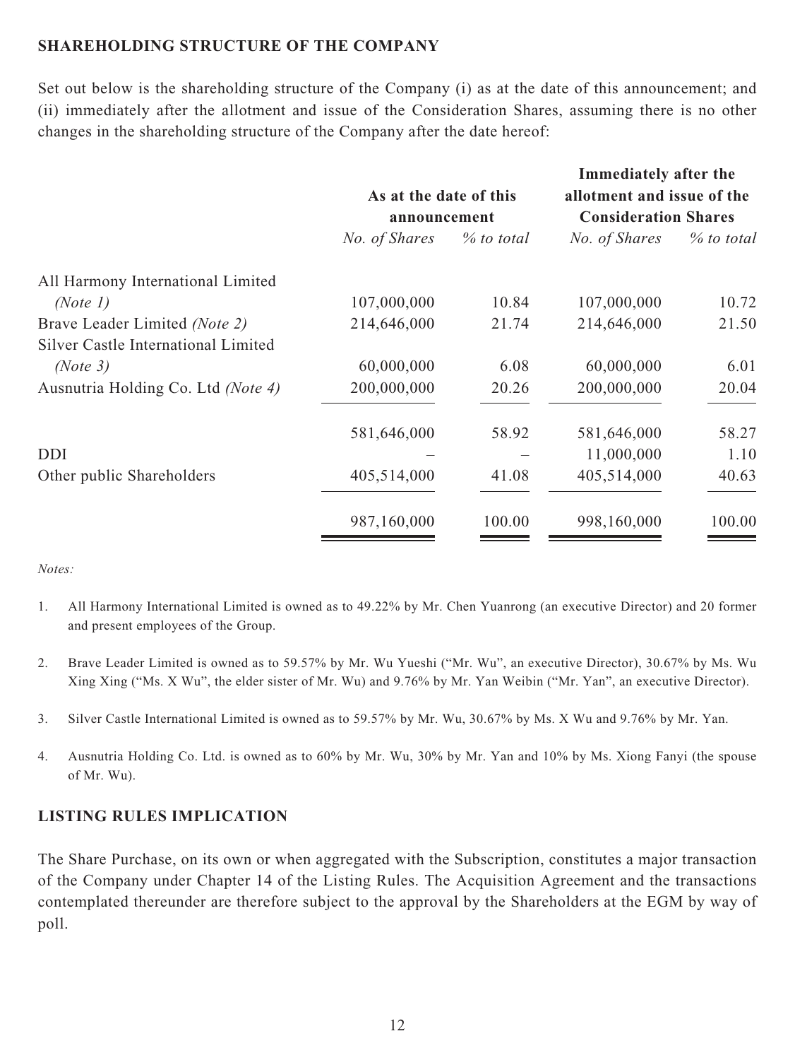## SHAREHOLDING STRUCTURE OF THE COMPANY

Set out below is the shareholding structure of the Company (i) as at the date of this announcement; and (ii) immediately after the allotment and issue of the Consideration Shares, assuming there is no other changes in the shareholding structure of the Company after the date hereof:

| | As at the date of this announcement | | Immediately after the allotment and issue of the Consideration Shares | |
|---|---|---|---|---|
| | *No. of Shares* | *% to total* | *No. of Shares* | *% to total* |
| All Harmony International Limited *(Note 1)* | 107,000,000 | 10.84 | 107,000,000 | 10.72 |
| Brave Leader Limited *(Note 2)* | 214,646,000 | 21.74 | 214,646,000 | 21.50 |
| Silver Castle International Limited *(Note 3)* | 60,000,000 | 6.08 | 60,000,000 | 6.01 |
| Ausnutria Holding Co. Ltd *(Note 4)* | 200,000,000 | 20.26 | 200,000,000 | 20.04 |
| | 581,646,000 | 58.92 | 581,646,000 | 58.27 |
| DDI | – | – | 11,000,000 | 1.10 |
| Other public Shareholders | 405,514,000 | 41.08 | 405,514,000 | 40.63 |
| | 987,160,000 | 100.00 | 998,160,000 | 100.00 |

*Notes:*

1. All Harmony International Limited is owned as to 49.22% by Mr. Chen Yuanrong (an executive Director) and 20 former and present employees of the Group.

2. Brave Leader Limited is owned as to 59.57% by Mr. Wu Yueshi ("Mr. Wu", an executive Director), 30.67% by Ms. Wu Xing Xing ("Ms. X Wu", the elder sister of Mr. Wu) and 9.76% by Mr. Yan Weibin ("Mr. Yan", an executive Director).

3. Silver Castle International Limited is owned as to 59.57% by Mr. Wu, 30.67% by Ms. X Wu and 9.76% by Mr. Yan.

4. Ausnutria Holding Co. Ltd. is owned as to 60% by Mr. Wu, 30% by Mr. Yan and 10% by Ms. Xiong Fanyi (the spouse of Mr. Wu).

## LISTING RULES IMPLICATION

The Share Purchase, on its own or when aggregated with the Subscription, constitutes a major transaction of the Company under Chapter 14 of the Listing Rules. The Acquisition Agreement and the transactions contemplated thereunder are therefore subject to the approval by the Shareholders at the EGM by way of poll.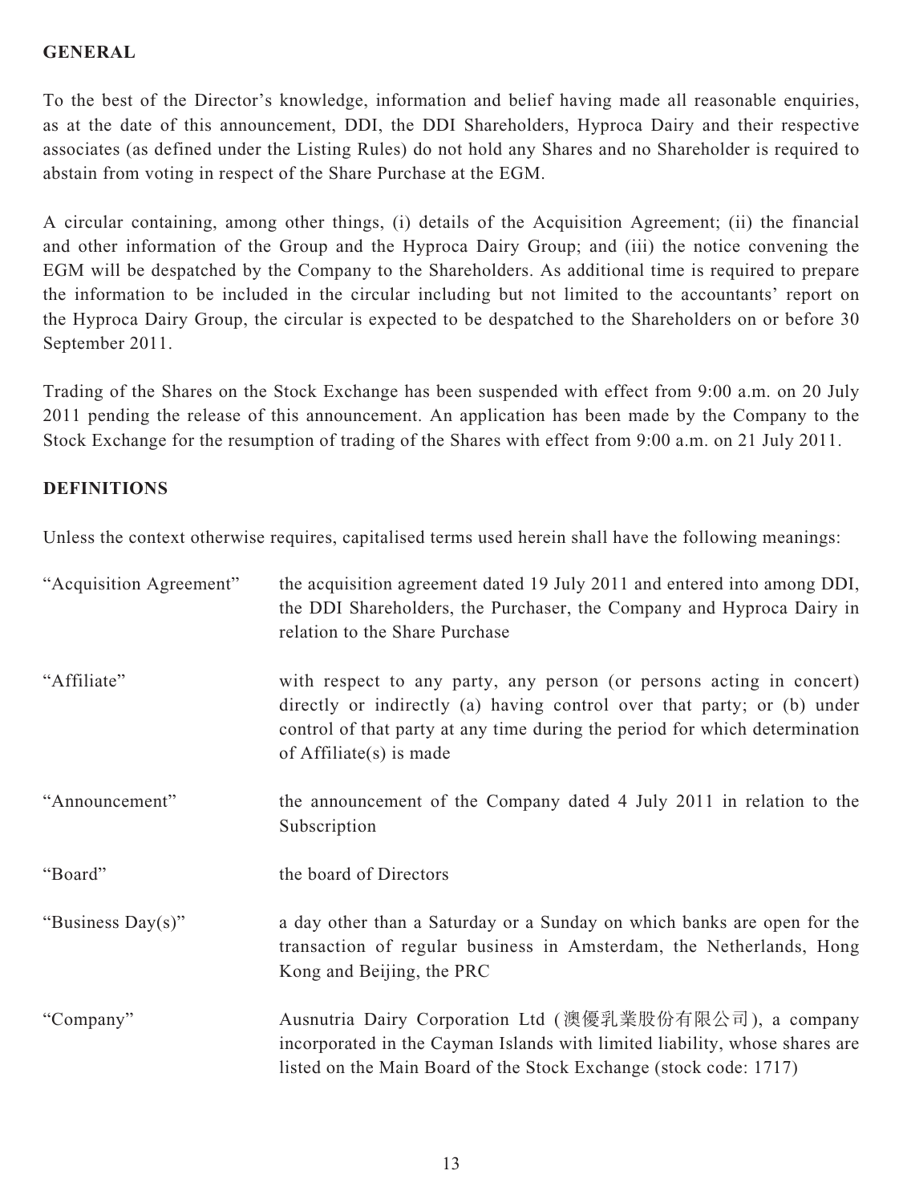## GENERAL

To the best of the Director's knowledge, information and belief having made all reasonable enquiries, as at the date of this announcement, DDI, the DDI Shareholders, Hyproca Dairy and their respective associates (as defined under the Listing Rules) do not hold any Shares and no Shareholder is required to abstain from voting in respect of the Share Purchase at the EGM.

A circular containing, among other things, (i) details of the Acquisition Agreement; (ii) the financial and other information of the Group and the Hyproca Dairy Group; and (iii) the notice convening the EGM will be despatched by the Company to the Shareholders. As additional time is required to prepare the information to be included in the circular including but not limited to the accountants' report on the Hyproca Dairy Group, the circular is expected to be despatched to the Shareholders on or before 30 September 2011.

Trading of the Shares on the Stock Exchange has been suspended with effect from 9:00 a.m. on 20 July 2011 pending the release of this announcement. An application has been made by the Company to the Stock Exchange for the resumption of trading of the Shares with effect from 9:00 a.m. on 21 July 2011.

## DEFINITIONS

Unless the context otherwise requires, capitalised terms used herein shall have the following meanings:

| | |
|---|---|
| "Acquisition Agreement" | the acquisition agreement dated 19 July 2011 and entered into among DDI, the DDI Shareholders, the Purchaser, the Company and Hyproca Dairy in relation to the Share Purchase |
| "Affiliate" | with respect to any party, any person (or persons acting in concert) directly or indirectly (a) having control over that party; or (b) under control of that party at any time during the period for which determination of Affiliate(s) is made |
| "Announcement" | the announcement of the Company dated 4 July 2011 in relation to the Subscription |
| "Board" | the board of Directors |
| "Business Day(s)" | a day other than a Saturday or a Sunday on which banks are open for the transaction of regular business in Amsterdam, the Netherlands, Hong Kong and Beijing, the PRC |
| "Company" | Ausnutria Dairy Corporation Ltd (澳優乳業股份有限公司), a company incorporated in the Cayman Islands with limited liability, whose shares are listed on the Main Board of the Stock Exchange (stock code: 1717) |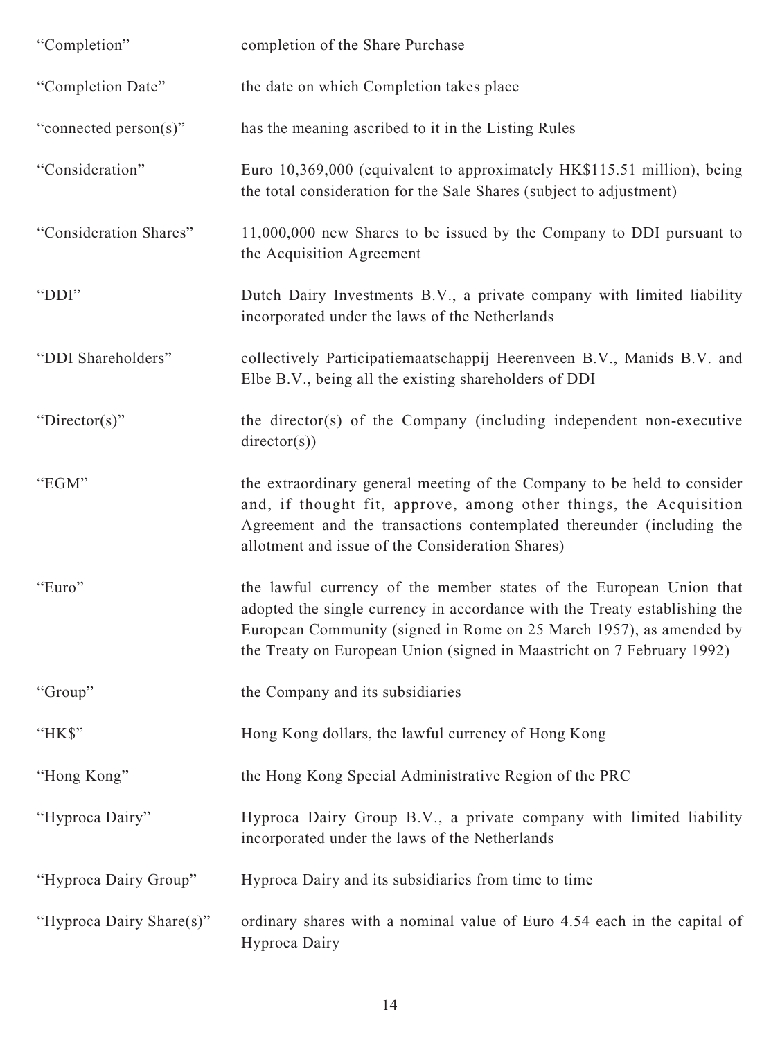| | |
|---|---|
| "Completion" | completion of the Share Purchase |
| "Completion Date" | the date on which Completion takes place |
| "connected person(s)" | has the meaning ascribed to it in the Listing Rules |
| "Consideration" | Euro 10,369,000 (equivalent to approximately HK$115.51 million), being the total consideration for the Sale Shares (subject to adjustment) |
| "Consideration Shares" | 11,000,000 new Shares to be issued by the Company to DDI pursuant to the Acquisition Agreement |
| "DDI" | Dutch Dairy Investments B.V., a private company with limited liability incorporated under the laws of the Netherlands |
| "DDI Shareholders" | collectively Participatiemaatschappij Heerenveen B.V., Manids B.V. and Elbe B.V., being all the existing shareholders of DDI |
| "Director(s)" | the director(s) of the Company (including independent non-executive director(s)) |
| "EGM" | the extraordinary general meeting of the Company to be held to consider and, if thought fit, approve, among other things, the Acquisition Agreement and the transactions contemplated thereunder (including the allotment and issue of the Consideration Shares) |
| "Euro" | the lawful currency of the member states of the European Union that adopted the single currency in accordance with the Treaty establishing the European Community (signed in Rome on 25 March 1957), as amended by the Treaty on European Union (signed in Maastricht on 7 February 1992) |
| "Group" | the Company and its subsidiaries |
| "HK$" | Hong Kong dollars, the lawful currency of Hong Kong |
| "Hong Kong" | the Hong Kong Special Administrative Region of the PRC |
| "Hyproca Dairy" | Hyproca Dairy Group B.V., a private company with limited liability incorporated under the laws of the Netherlands |
| "Hyproca Dairy Group" | Hyproca Dairy and its subsidiaries from time to time |
| "Hyproca Dairy Share(s)" | ordinary shares with a nominal value of Euro 4.54 each in the capital of Hyproca Dairy |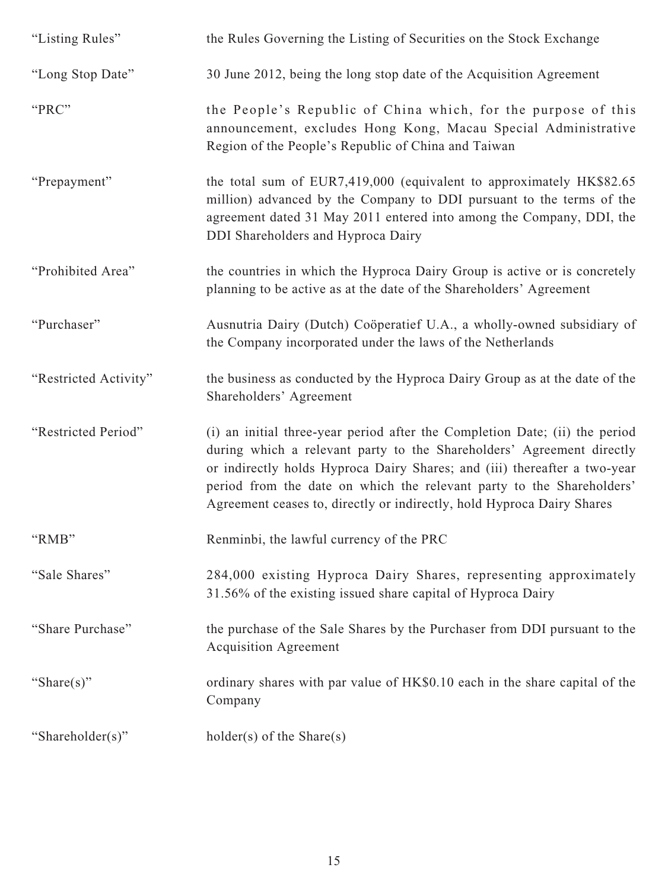| | |
|---|---|
| "Listing Rules" | the Rules Governing the Listing of Securities on the Stock Exchange |
| "Long Stop Date" | 30 June 2012, being the long stop date of the Acquisition Agreement |
| "PRC" | the People's Republic of China which, for the purpose of this announcement, excludes Hong Kong, Macau Special Administrative Region of the People's Republic of China and Taiwan |
| "Prepayment" | the total sum of EUR7,419,000 (equivalent to approximately HK$82.65 million) advanced by the Company to DDI pursuant to the terms of the agreement dated 31 May 2011 entered into among the Company, DDI, the DDI Shareholders and Hyproca Dairy |
| "Prohibited Area" | the countries in which the Hyproca Dairy Group is active or is concretely planning to be active as at the date of the Shareholders' Agreement |
| "Purchaser" | Ausnutria Dairy (Dutch) Coöperatief U.A., a wholly-owned subsidiary of the Company incorporated under the laws of the Netherlands |
| "Restricted Activity" | the business as conducted by the Hyproca Dairy Group as at the date of the Shareholders' Agreement |
| "Restricted Period" | (i) an initial three-year period after the Completion Date; (ii) the period during which a relevant party to the Shareholders' Agreement directly or indirectly holds Hyproca Dairy Shares; and (iii) thereafter a two-year period from the date on which the relevant party to the Shareholders' Agreement ceases to, directly or indirectly, hold Hyproca Dairy Shares |
| "RMB" | Renminbi, the lawful currency of the PRC |
| "Sale Shares" | 284,000 existing Hyproca Dairy Shares, representing approximately 31.56% of the existing issued share capital of Hyproca Dairy |
| "Share Purchase" | the purchase of the Sale Shares by the Purchaser from DDI pursuant to the Acquisition Agreement |
| "Share(s)" | ordinary shares with par value of HK$0.10 each in the share capital of the Company |
| "Shareholder(s)" | holder(s) of the Share(s) |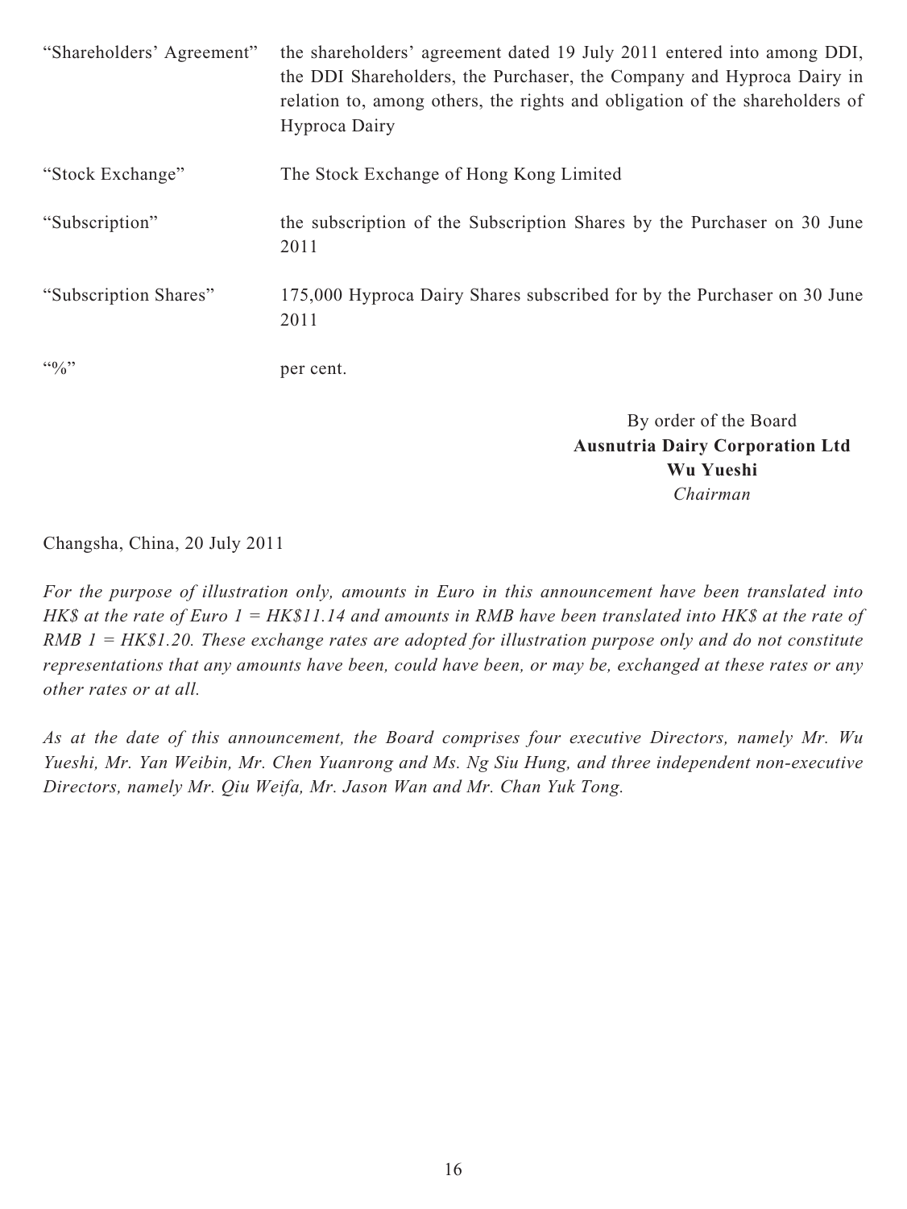| | |
|---|---|
| "Shareholders' Agreement" | the shareholders' agreement dated 19 July 2011 entered into among DDI, the DDI Shareholders, the Purchaser, the Company and Hyproca Dairy in relation to, among others, the rights and obligation of the shareholders of Hyproca Dairy |
| "Stock Exchange" | The Stock Exchange of Hong Kong Limited |
| "Subscription" | the subscription of the Subscription Shares by the Purchaser on 30 June 2011 |
| "Subscription Shares" | 175,000 Hyproca Dairy Shares subscribed for by the Purchaser on 30 June 2011 |
| "%" | per cent. |

By order of the Board
**Ausnutria Dairy Corporation Ltd**
**Wu Yueshi**
*Chairman*

Changsha, China, 20 July 2011

*For the purpose of illustration only, amounts in Euro in this announcement have been translated into HK$ at the rate of Euro 1 = HK$11.14 and amounts in RMB have been translated into HK$ at the rate of RMB 1 = HK$1.20. These exchange rates are adopted for illustration purpose only and do not constitute representations that any amounts have been, could have been, or may be, exchanged at these rates or any other rates or at all.*

*As at the date of this announcement, the Board comprises four executive Directors, namely Mr. Wu Yueshi, Mr. Yan Weibin, Mr. Chen Yuanrong and Ms. Ng Siu Hung, and three independent non-executive Directors, namely Mr. Qiu Weifa, Mr. Jason Wan and Mr. Chan Yuk Tong.*